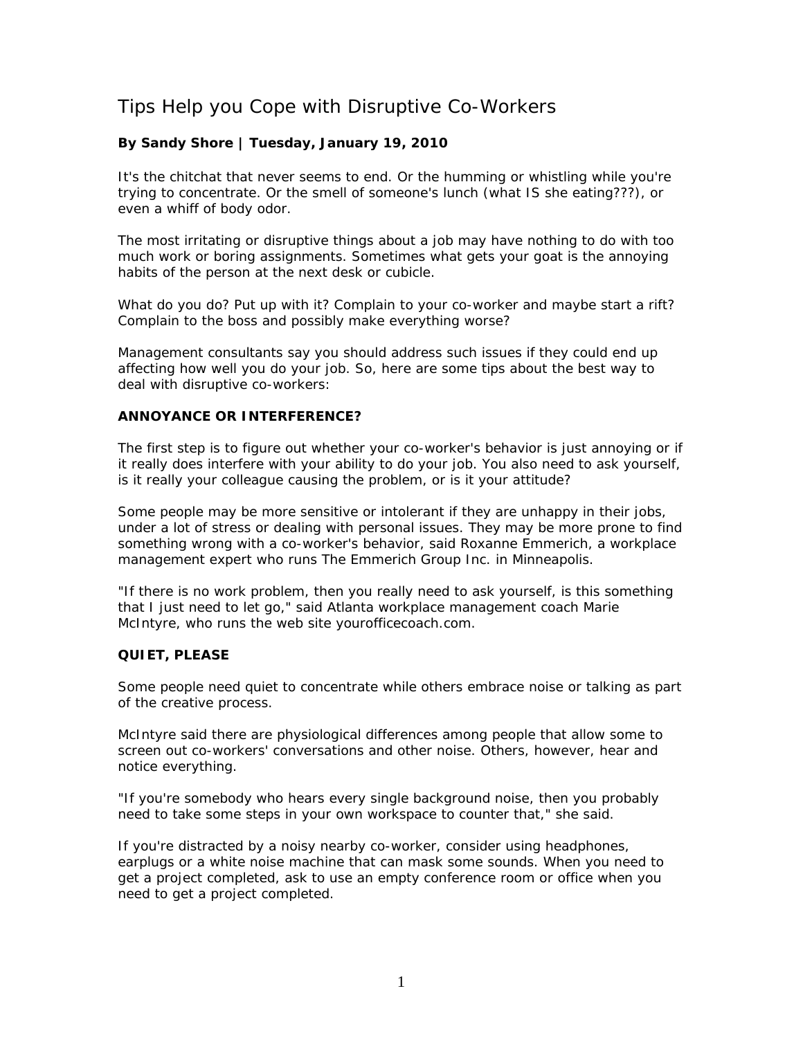# Tips Help you Cope with Disruptive Co-Workers

**By Sandy Shore | Tuesday, January 19, 2010**

It's the chitchat that never seems to end. Or the humming or whistling while you're trying to concentrate. Or the smell of someone's lunch (what IS she eating???), or even a whiff of body odor.

The most irritating or disruptive things about a job may have nothing to do with too much work or boring assignments. Sometimes what gets your goat is the annoying habits of the person at the next desk or cubicle.

What do you do? Put up with it? Complain to your co-worker and maybe start a rift? Complain to the boss and possibly make everything worse?

Management consultants say you should address such issues if they could end up affecting how well you do your job. So, here are some tips about the best way to deal with disruptive co-workers:

### ANNOYANCE OR INTERFERENCE?

The first step is to figure out whether your co-worker's behavior is just annoying or if it really does interfere with your ability to do your job. You also need to ask yourself, is it really your colleague causing the problem, or is it your attitude?

Some people may be more sensitive or intolerant if they are unhappy in their jobs, under a lot of stress or dealing with personal issues. They may be more prone to find something wrong with a co-worker's behavior, said Roxanne Emmerich, a workplace management expert who runs The Emmerich Group Inc. in Minneapolis.

"If there is no work problem, then you really need to ask yourself, is this something that I just need to let go," said Atlanta workplace management coach Marie McIntyre, who runs the web site yourofficecoach.com.

### QUIET, PLEASE

Some people need quiet to concentrate while others embrace noise or talking as part of the creative process.

McIntyre said there are physiological differences among people that allow some to screen out co-workers' conversations and other noise. Others, however, hear and notice everything.

"If you're somebody who hears every single background noise, then you probably need to take some steps in your own workspace to counter that," she said.

If you're distracted by a noisy nearby co-worker, consider using headphones, earplugs or a white noise machine that can mask some sounds. When you need to get a project completed, ask to use an empty conference room or office when you need to get a project completed.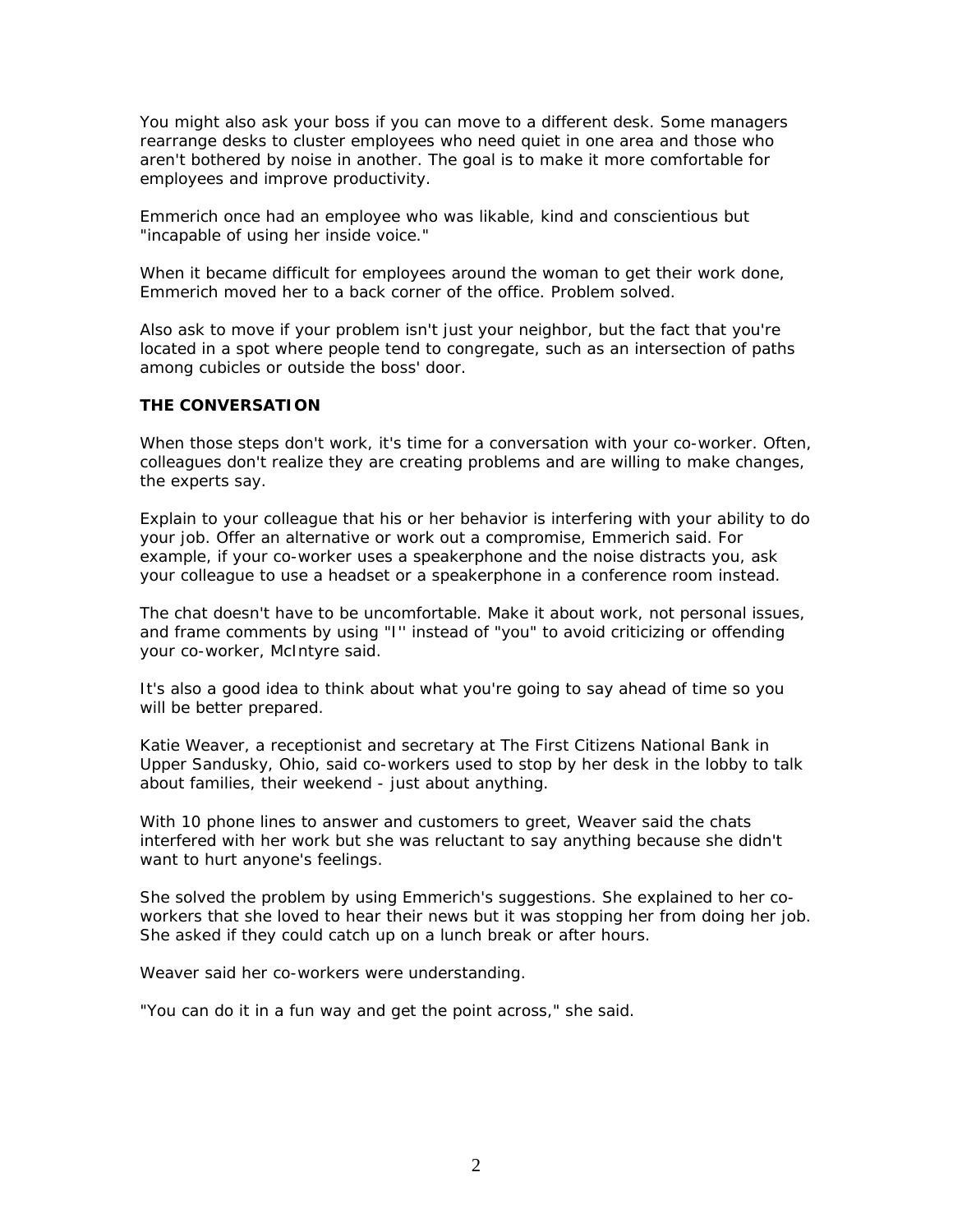You might also ask your boss if you can move to a different desk. Some managers rearrange desks to cluster employees who need quiet in one area and those who aren't bothered by noise in another. The goal is to make it more comfortable for employees and improve productivity.

Emmerich once had an employee who was likable, kind and conscientious but "incapable of using her inside voice."

When it became difficult for employees around the woman to get their work done, Emmerich moved her to a back corner of the office. Problem solved.

Also ask to move if your problem isn't just your neighbor, but the fact that you're located in a spot where people tend to congregate, such as an intersection of paths among cubicles or outside the boss' door.

**THE CONVERSATION**

When those steps don't work, it's time for a conversation with your co-worker. Often, colleagues don't realize they are creating problems and are willing to make changes, the experts say.

Explain to your colleague that his or her behavior is interfering with your ability to do your job. Offer an alternative or work out a compromise, Emmerich said. For example, if your co-worker uses a speakerphone and the noise distracts you, ask your colleague to use a headset or a speakerphone in a conference room instead.

The chat doesn't have to be uncomfortable. Make it about work, not personal issues, and frame comments by using "I'' instead of "you" to avoid criticizing or offending your co-worker, McIntyre said.

It's also a good idea to think about what you're going to say ahead of time so you will be better prepared.

Katie Weaver, a receptionist and secretary at The First Citizens National Bank in Upper Sandusky, Ohio, said co-workers used to stop by her desk in the lobby to talk about families, their weekend - just about anything.

With 10 phone lines to answer and customers to greet, Weaver said the chats interfered with her work but she was reluctant to say anything because she didn't want to hurt anyone's feelings.

She solved the problem by using Emmerich's suggestions. She explained to her co-workers that she loved to hear their news but it was stopping her from doing her job. She asked if they could catch up on a lunch break or after hours.

Weaver said her co-workers were understanding.

"You can do it in a fun way and get the point across," she said.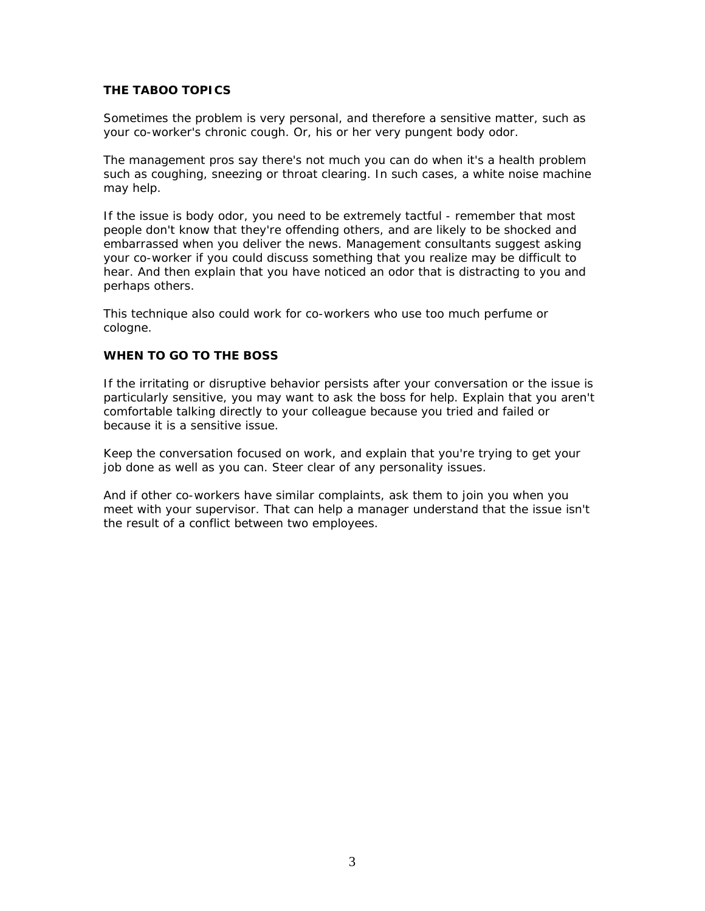### THE TABOO TOPICS

Sometimes the problem is very personal, and therefore a sensitive matter, such as your co-worker's chronic cough. Or, his or her very pungent body odor.

The management pros say there's not much you can do when it's a health problem such as coughing, sneezing or throat clearing. In such cases, a white noise machine may help.

If the issue is body odor, you need to be extremely tactful - remember that most people don't know that they're offending others, and are likely to be shocked and embarrassed when you deliver the news. Management consultants suggest asking your co-worker if you could discuss something that you realize may be difficult to hear. And then explain that you have noticed an odor that is distracting to you and perhaps others.

This technique also could work for co-workers who use too much perfume or cologne.

### WHEN TO GO TO THE BOSS

If the irritating or disruptive behavior persists after your conversation or the issue is particularly sensitive, you may want to ask the boss for help. Explain that you aren't comfortable talking directly to your colleague because you tried and failed or because it is a sensitive issue.

Keep the conversation focused on work, and explain that you're trying to get your job done as well as you can. Steer clear of any personality issues.

And if other co-workers have similar complaints, ask them to join you when you meet with your supervisor. That can help a manager understand that the issue isn't the result of a conflict between two employees.